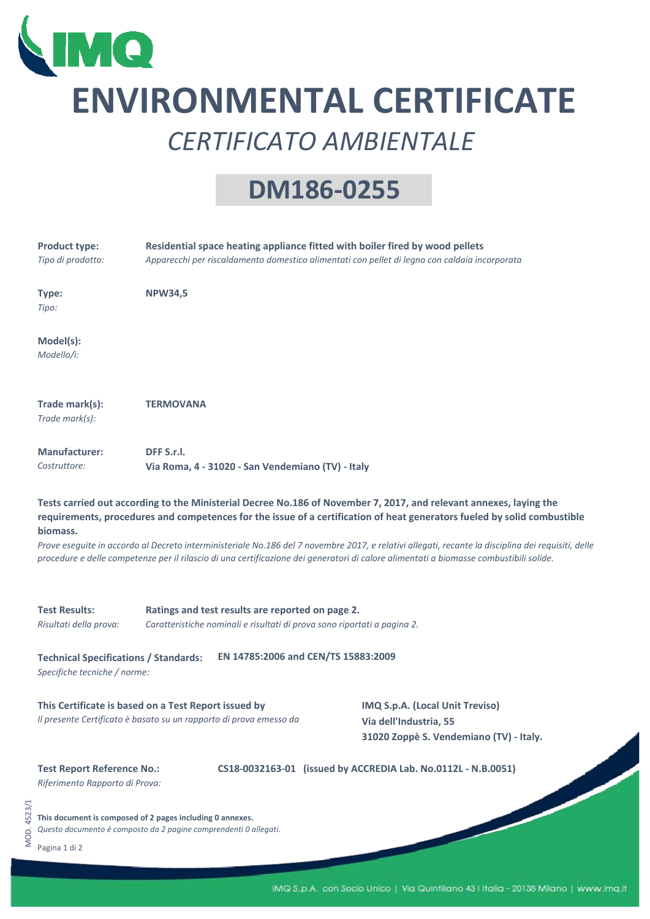# ENVIRONMENTAL CERTIFICATE

## *CERTIFICATO AMBIENTALE*

## DM186-0255

**Product type:** **Residential space heating appliance fitted with boiler fired by wood pellets**
*Tipo di prodotto:* *Apparecchi per riscaldamento domestico alimentati con pellet di legno con caldaia incorporata*

**Type:** **NPW34,5**
*Tipo:*

**Model(s):**
*Modello/i:*

**Trade mark(s):** **TERMOVANA**
*Trade mark(s):*

**Manufacturer:** **DFF S.r.l.**
*Costruttore:* **Via Roma, 4 - 31020 - San Vendemiano (TV) - Italy**

**Tests carried out according to the Ministerial Decree No.186 of November 7, 2017, and relevant annexes, laying the requirements, procedures and competences for the issue of a certification of heat generators fueled by solid combustible biomass.**
*Prove eseguite in accordo al Decreto interministeriale No.186 del 7 novembre 2017, e relativi allegati, recante la disciplina dei requisiti, delle procedure e delle competenze per il rilascio di una certificazione dei generatori di calore alimentati a biomasse combustibili solide.*

**Test Results:** **Ratings and test results are reported on page 2.**
*Risultati della prova:* *Caratteristiche nominali e risultati di prova sono riportati a pagina 2.*

**Technical Specifications / Standards:** **EN 14785:2006 and CEN/TS 15883:2009**
*Specifiche tecniche / norme:*

**This Certificate is based on a Test Report issued by**
*Il presente Certificato è basato su un rapporto di prova emesso da*
**IMQ S.p.A. (Local Unit Treviso)**
**Via dell'Industria, 55**
**31020 Zoppè S. Vendemiano (TV) - Italy.**

**Test Report Reference No.:** **CS18-0032163-01 (issued by ACCREDIA Lab. No.0112L - N.B.0051)**
*Riferimento Rapporto di Prova:*

**This document is composed of 2 pages including 0 annexes.**
*Questo documento è composto da 2 pagine comprendenti 0 allegati.*

MOD. 4523/1

IMQ S.p.A. con Socio Unico | Via Quintiliano 43 | Italia - 20138 Milano | www.imq.it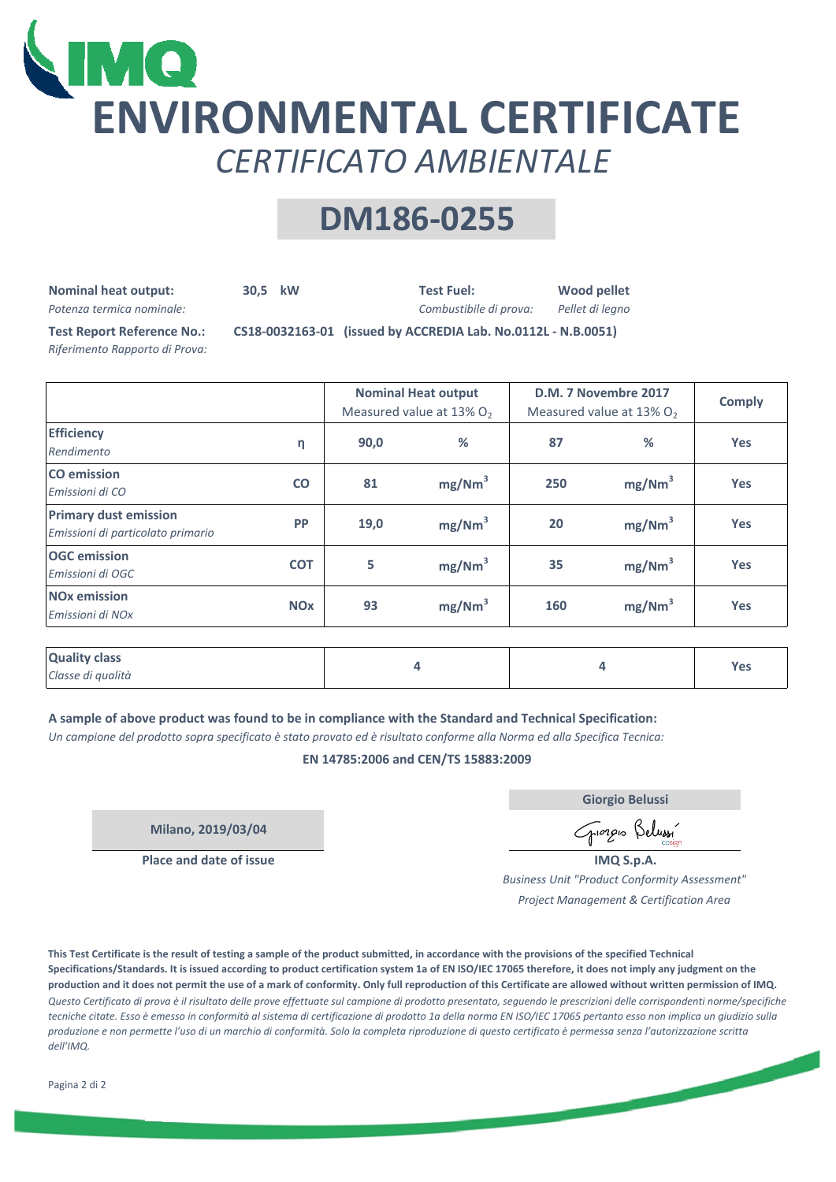# ENVIRONMENTAL CERTIFICATE

*CERTIFICATO AMBIENTALE*

## DM186-0255

**Nominal heat output:** *Potenza termica nominale:* **30,5 kW**

**Test Fuel:** *Combustibile di prova:* **Wood pellet** *Pellet di legno*

**Test Report Reference No.:** *Riferimento Rapporto di Prova:* **CS18-0032163-01 (issued by ACCREDIA Lab. No.0112L - N.B.0051)**

| | | **Nominal Heat output** Measured value at 13% $O_2$ | | **D.M. 7 Novembre 2017** Measured value at 13% $O_2$ | | **Comply** |
|---|---|---|---|---|---|---|
| **Efficiency** *Rendimento* | η | 90,0 | % | 87 | % | Yes |
| **CO emission** *Emissioni di CO* | CO | 81 | $mg/Nm^3$ | 250 | $mg/Nm^3$ | Yes |
| **Primary dust emission** *Emissioni di particolato primario* | PP | 19,0 | $mg/Nm^3$ | 20 | $mg/Nm^3$ | Yes |
| **OGC emission** *Emissioni di OGC* | COT | 5 | $mg/Nm^3$ | 35 | $mg/Nm^3$ | Yes |
| **NOx emission** *Emissioni di NOx* | NOx | 93 | $mg/Nm^3$ | 160 | $mg/Nm^3$ | Yes |

| | | | |
|---|---|---|---|
| **Quality class** *Classe di qualità* | 4 | 4 | Yes |

**A sample of above product was found to be in compliance with the Standard and Technical Specification:**

*Un campione del prodotto sopra specificato è stato provato ed è risultato conforme alla Norma ed alla Specifica Tecnica:*

**EN 14785:2006 and CEN/TS 15883:2009**

**Milano, 2019/03/04**

**Place and date of issue**

**Giorgio Belussi**

**IMQ S.p.A.**

*Business Unit "Product Conformity Assessment"*

*Project Management & Certification Area*

**This Test Certificate is the result of testing a sample of the product submitted, in accordance with the provisions of the specified Technical Specifications/Standards. It is issued according to product certification system 1a of EN ISO/IEC 17065 therefore, it does not imply any judgment on the production and it does not permit the use of a mark of conformity. Only full reproduction of this Certificate are allowed without written permission of IMQ.**

*Questo Certificato di prova è il risultato delle prove effettuate sul campione di prodotto presentato, seguendo le prescrizioni delle corrispondenti norme/specifiche tecniche citate. Esso è emesso in conformità al sistema di certificazione di prodotto 1a della norma EN ISO/IEC 17065 pertanto esso non implica un giudizio sulla produzione e non permette l'uso di un marchio di conformità. Solo la completa riproduzione di questo certificato è permessa senza l'autorizzazione scritta dell'IMQ.*